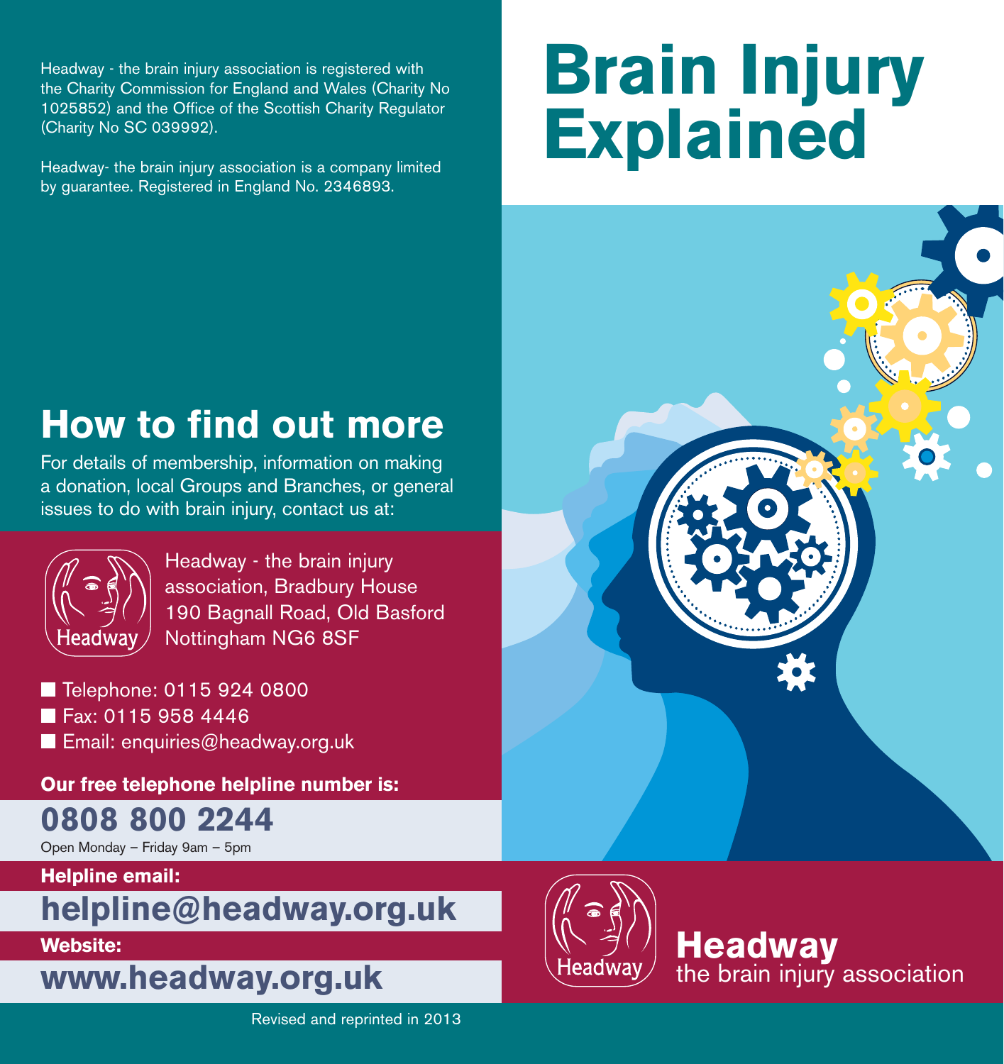# Brain Injury Explained

Headway - the brain injury association is registered with the Charity Commission for England and Wales (Charity No 1025852) and the Office of the Scottish Charity Regulator (Charity No SC 039992).

Headway- the brain injury association is a company limited by guarantee. Registered in England No. 2346893.

## How to find out more

For details of membership, information on making a donation, local Groups and Branches, or general issues to do with brain injury, contact us at:

Headway - the brain injury association, Bradbury House
190 Bagnall Road, Old Basford
Nottingham NG6 8SF

- Telephone: 0115 924 0800
- Fax: 0115 958 4446
- Email: enquiries@headway.org.uk

**Our free telephone helpline number is:**

**0808 800 2244**

Open Monday – Friday 9am – 5pm

**Helpline email:**

**helpline@headway.org.uk**

**Website:**

**www.headway.org.uk**

Revised and reprinted in 2013

**Headway**
the brain injury association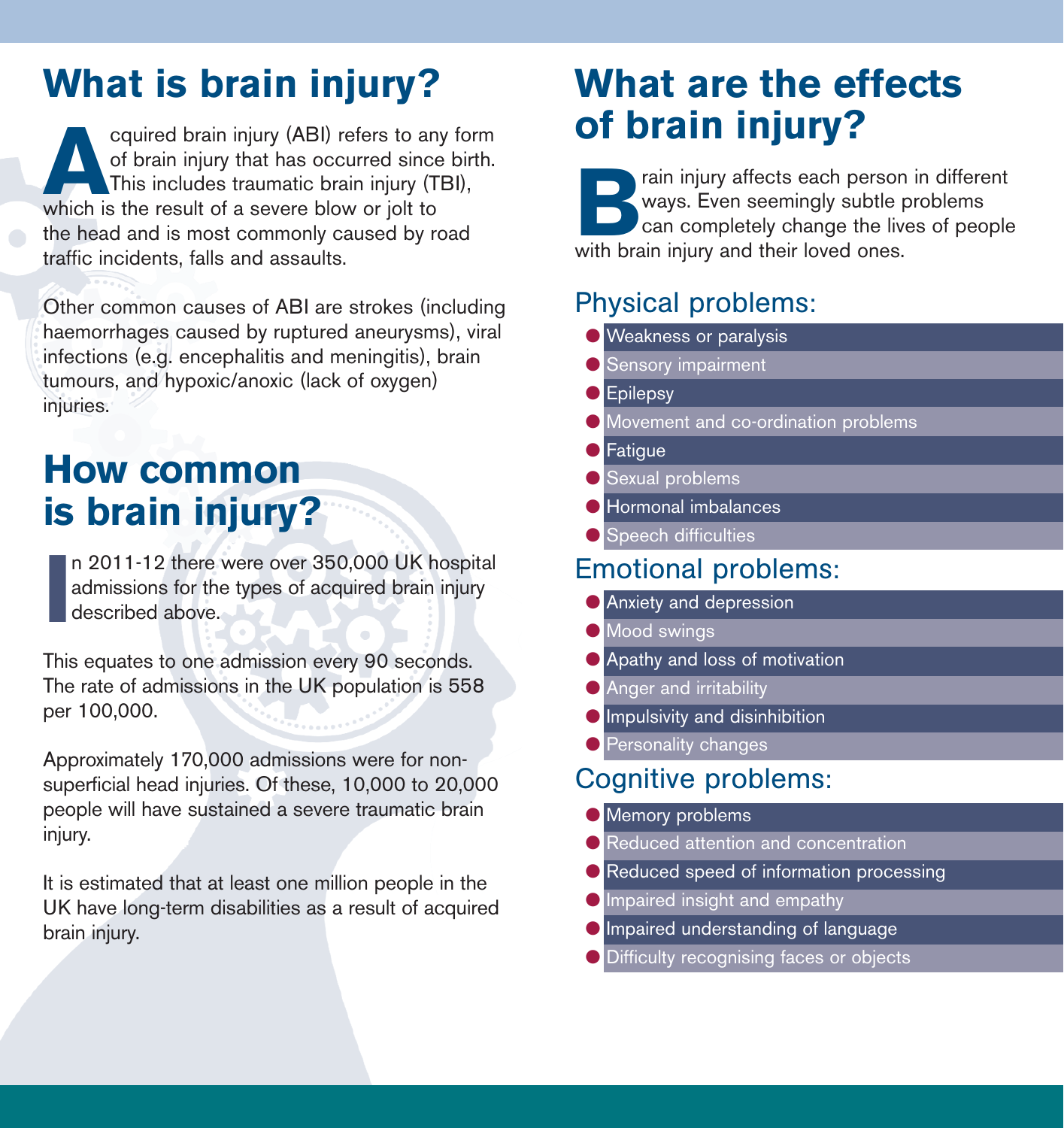## What is brain injury?

Acquired brain injury (ABI) refers to any form of brain injury that has occurred since birth. This includes traumatic brain injury (TBI), which is the result of a severe blow or jolt to the head and is most commonly caused by road traffic incidents, falls and assaults.

Other common causes of ABI are strokes (including haemorrhages caused by ruptured aneurysms), viral infections (e.g. encephalitis and meningitis), brain tumours, and hypoxic/anoxic (lack of oxygen) injuries.

## How common is brain injury?

In 2011-12 there were over 350,000 UK hospital admissions for the types of acquired brain injury described above.

This equates to one admission every 90 seconds. The rate of admissions in the UK population is 558 per 100,000.

Approximately 170,000 admissions were for non-superficial head injuries. Of these, 10,000 to 20,000 people will have sustained a severe traumatic brain injury.

It is estimated that at least one million people in the UK have long-term disabilities as a result of acquired brain injury.

## What are the effects of brain injury?

Brain injury affects each person in different ways. Even seemingly subtle problems can completely change the lives of people with brain injury and their loved ones.

### Physical problems:

- Weakness or paralysis
- Sensory impairment
- Epilepsy
- Movement and co-ordination problems
- Fatigue
- Sexual problems
- Hormonal imbalances
- Speech difficulties

### Emotional problems:

- Anxiety and depression
- Mood swings
- Apathy and loss of motivation
- Anger and irritability
- Impulsivity and disinhibition
- Personality changes

### Cognitive problems:

- Memory problems
- Reduced attention and concentration
- Reduced speed of information processing
- Impaired insight and empathy
- Impaired understanding of language
- Difficulty recognising faces or objects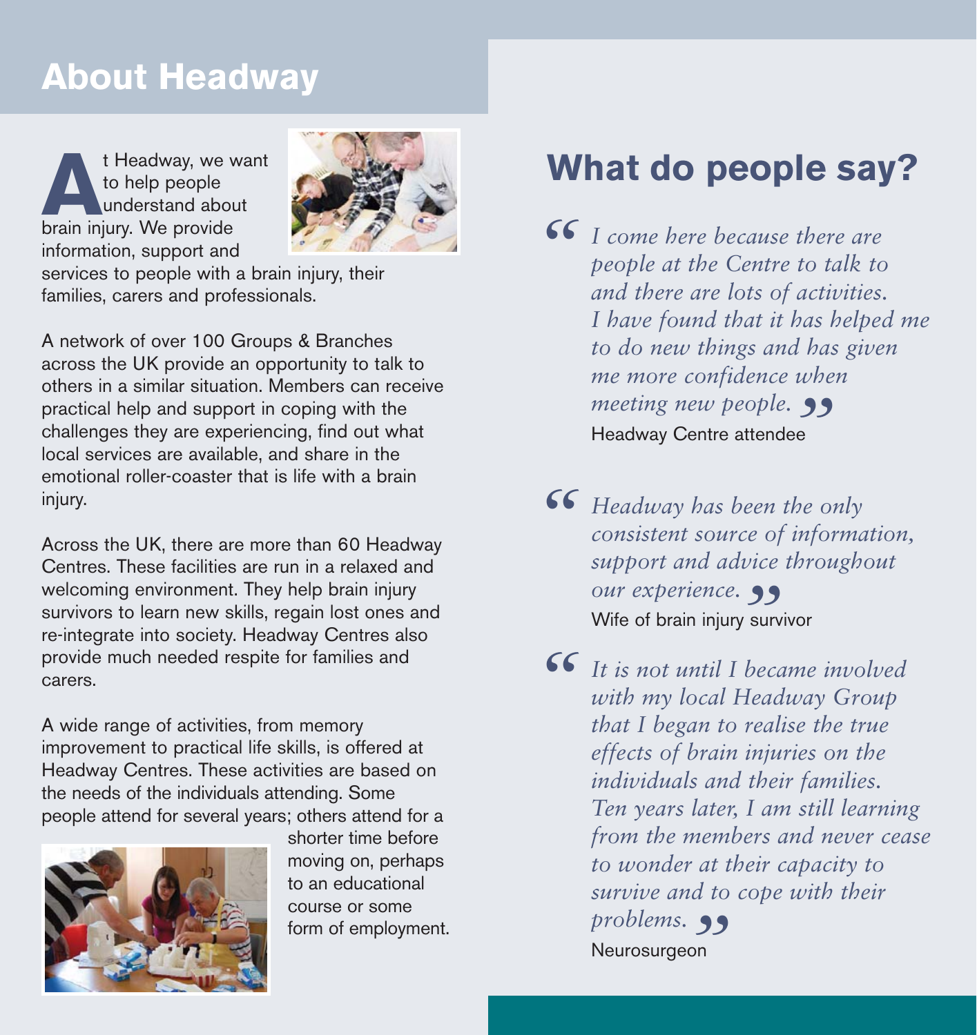## About Headway

At Headway, we want to help people understand about brain injury. We provide information, support and services to people with a brain injury, their families, carers and professionals.

A network of over 100 Groups & Branches across the UK provide an opportunity to talk to others in a similar situation. Members can receive practical help and support in coping with the challenges they are experiencing, find out what local services are available, and share in the emotional roller-coaster that is life with a brain injury.

Across the UK, there are more than 60 Headway Centres. These facilities are run in a relaxed and welcoming environment. They help brain injury survivors to learn new skills, regain lost ones and re-integrate into society. Headway Centres also provide much needed respite for families and carers.

A wide range of activities, from memory improvement to practical life skills, is offered at Headway Centres. These activities are based on the needs of the individuals attending. Some people attend for several years; others attend for a shorter time before moving on, perhaps to an educational course or some form of employment.

## What do people say?

> *"I come here because there are people at the Centre to talk to and there are lots of activities. I have found that it has helped me to do new things and has given me more confidence when meeting new people."*
>
> Headway Centre attendee

> *"Headway has been the only consistent source of information, support and advice throughout our experience."*
>
> Wife of brain injury survivor

> *"It is not until I became involved with my local Headway Group that I began to realise the true effects of brain injuries on the individuals and their families. Ten years later, I am still learning from the members and never cease to wonder at their capacity to survive and to cope with their problems."*
>
> Neurosurgeon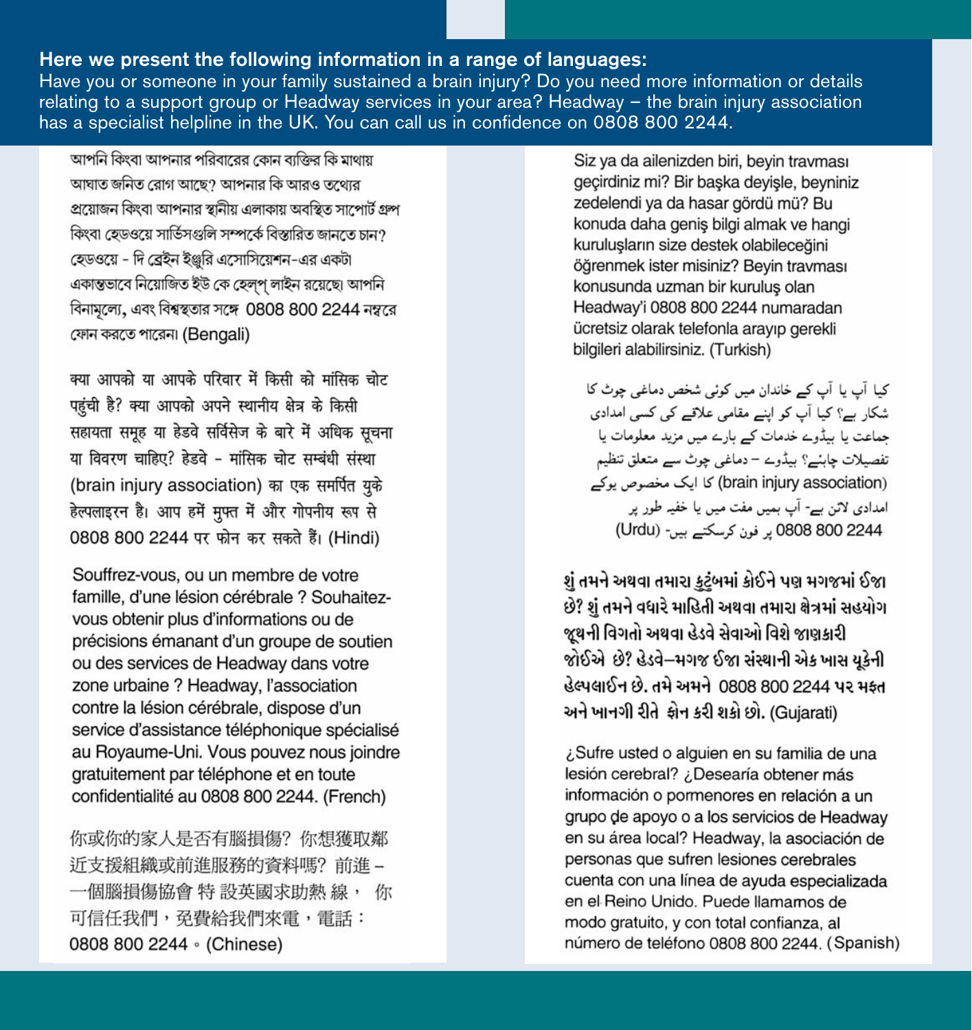**Here we present the following information in a range of languages:**
Have you or someone in your family sustained a brain injury? Do you need more information or details relating to a support group or Headway services in your area? Headway – the brain injury association has a specialist helpline in the UK. You can call us in confidence on 0808 800 2244.

আপনি কিংবা আপনার পরিবারের কোন ব্যক্তির কি মাথায় আঘাত জনিত রোগ আছে? আপনার কি আরও তথ্যের প্রয়োজন কিংবা আপনার স্থানীয় এলাকায় অবস্থিত সাপোর্ট গ্রুপ কিংবা হেডওয়ে সার্ভিসগুলি সম্পর্কে বিস্তারিত জানতে চান? হেডওয়ে - দি ব্রেইন ইঞ্জুরি এসোসিয়েশন-এর একটা একান্তভাবে নিয়োজিত ইউ কে হেল্প্ লাইন রয়েছে। আপনি বিনামূল্যে, এবং বিশ্বস্থতার সঙ্গে 0808 800 2244 নম্বরে ফোন করতে পারেন। (Bengali)

क्या आपको या आपके परिवार में किसी को मांसिक चोट पहुंची है? क्या आपको अपने स्थानीय क्षेत्र के किसी सहायता समूह या हेडवे सर्विसेज के बारे में अधिक सूचना या विवरण चाहिए? हेडवे - मांसिक चोट सम्बंधी संस्था (brain injury association) का एक समर्पित युके हेल्पलाइरन है। आप हमें मुफ्त में और गोपनीय रूप से 0808 800 2244 पर फोन कर सकते हैं। (Hindi)

Souffrez-vous, ou un membre de votre famille, d'une lésion cérébrale ? Souhaitez-vous obtenir plus d'informations ou de précisions émanant d'un groupe de soutien ou des services de Headway dans votre zone urbaine ? Headway, l'association contre la lésion cérébrale, dispose d'un service d'assistance téléphonique spécialisé au Royaume-Uni. Vous pouvez nous joindre gratuitement par téléphone et en toute confidentialité au 0808 800 2244. (French)

你或你的家人是否有腦損傷? 你想獲取鄰近支援組織或前進服務的資料嗎? 前進 – 一個腦損傷協會 特 設英國求助熱 線， 你可信任我們，免費給我們來電，電話：0808 800 2244。(Chinese)

Siz ya da ailenizden biri, beyin travması geçirdiniz mi? Bir başka deyişle, beyniniz zedelendi ya da hasar gördü mü? Bu konuda daha geniş bilgi almak ve hangi kuruluşların size destek olabileceğini öğrenmek ister misiniz? Beyin travması konusunda uzman bir kuruluş olan Headway'i 0808 800 2244 numaradan ücretsiz olarak telefonla arayıp gerekli bilgileri alabilirsiniz. (Turkish)

کیا آپ یا آپ کے خاندان میں کوئی شخص دماغی چوٹ کا شکار ہے؟ کیا آپ کو اپنے مقامی علاقے کی کسی امدادی جماعت یا ہیڈوے خدمات کے بارے میں مزید معلومات یا تفصیلات چاہئے؟ ہیڈوے – دماغی چوٹ سے متعلق تنظیم (brain injury association) کا ایک مخصوص یوکے امدادی لائن ہے- آپ ہمیں مفت میں یا خفیہ طور پر 0808 800 2244 پر فون کرسکتے ہیں- (Urdu)

શું તમને અથવા તમારા કુટુંબમાં કોઈને પણ મગજમાં ઈજા છે? શું તમને વધારે માહિતી અથવા તમારા ક્ષેત્રમાં સહયોગ જૂથની વિગતો અથવા હેડવે સેવાઓ વિશે જાણકારી જોઈએ છે? હેડવે–મગજ ઈજા સંસ્થાની એક ખાસ યૂકેની હેલ્પલાઈન છે. તમે અમને 0808 800 2244 પર મફત અને ખાનગી રીતે ફોન કરી શકો છો. (Gujarati)

¿Sufre usted o alguien en su familia de una lesión cerebral? ¿Desearía obtener más información o pormenores en relación a un grupo de apoyo o a los servicios de Headway en su área local? Headway, la asociación de personas que sufren lesiones cerebrales cuenta con una línea de ayuda especializada en el Reino Unido. Puede llamarnos de modo gratuito, y con total confianza, al número de teléfono 0808 800 2244. (Spanish)